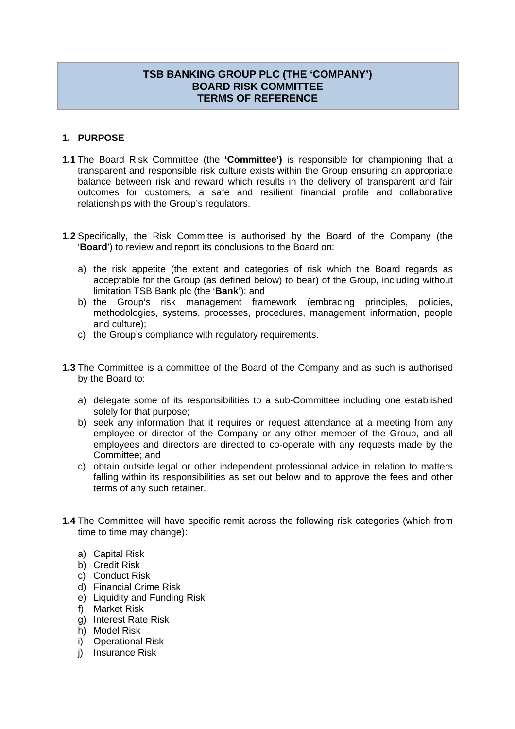# TSB BANKING GROUP PLC (THE 'COMPANY')
# BOARD RISK COMMITTEE
# TERMS OF REFERENCE

## 1. PURPOSE

**1.1** The Board Risk Committee (the **'Committee')** is responsible for championing that a transparent and responsible risk culture exists within the Group ensuring an appropriate balance between risk and reward which results in the delivery of transparent and fair outcomes for customers, a safe and resilient financial profile and collaborative relationships with the Group's regulators.

**1.2** Specifically, the Risk Committee is authorised by the Board of the Company (the '**Board**') to review and report its conclusions to the Board on:

a) the risk appetite (the extent and categories of risk which the Board regards as acceptable for the Group (as defined below) to bear) of the Group, including without limitation TSB Bank plc (the '**Bank**'); and
b) the Group's risk management framework (embracing principles, policies, methodologies, systems, processes, procedures, management information, people and culture);
c) the Group's compliance with regulatory requirements.

**1.3** The Committee is a committee of the Board of the Company and as such is authorised by the Board to:

a) delegate some of its responsibilities to a sub-Committee including one established solely for that purpose;
b) seek any information that it requires or request attendance at a meeting from any employee or director of the Company or any other member of the Group, and all employees and directors are directed to co-operate with any requests made by the Committee; and
c) obtain outside legal or other independent professional advice in relation to matters falling within its responsibilities as set out below and to approve the fees and other terms of any such retainer.

**1.4** The Committee will have specific remit across the following risk categories (which from time to time may change):

a) Capital Risk
b) Credit Risk
c) Conduct Risk
d) Financial Crime Risk
e) Liquidity and Funding Risk
f) Market Risk
g) Interest Rate Risk
h) Model Risk
i) Operational Risk
j) Insurance Risk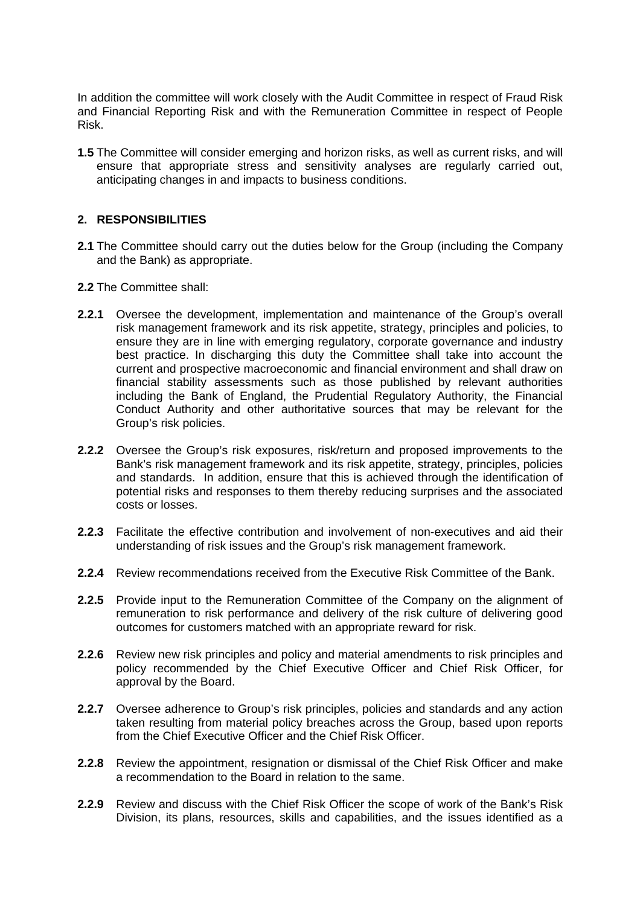In addition the committee will work closely with the Audit Committee in respect of Fraud Risk and Financial Reporting Risk and with the Remuneration Committee in respect of People Risk.

**1.5** The Committee will consider emerging and horizon risks, as well as current risks, and will ensure that appropriate stress and sensitivity analyses are regularly carried out, anticipating changes in and impacts to business conditions.

## 2. RESPONSIBILITIES

**2.1** The Committee should carry out the duties below for the Group (including the Company and the Bank) as appropriate.

**2.2** The Committee shall:

**2.2.1** Oversee the development, implementation and maintenance of the Group's overall risk management framework and its risk appetite, strategy, principles and policies, to ensure they are in line with emerging regulatory, corporate governance and industry best practice. In discharging this duty the Committee shall take into account the current and prospective macroeconomic and financial environment and shall draw on financial stability assessments such as those published by relevant authorities including the Bank of England, the Prudential Regulatory Authority, the Financial Conduct Authority and other authoritative sources that may be relevant for the Group's risk policies.

**2.2.2** Oversee the Group's risk exposures, risk/return and proposed improvements to the Bank's risk management framework and its risk appetite, strategy, principles, policies and standards. In addition, ensure that this is achieved through the identification of potential risks and responses to them thereby reducing surprises and the associated costs or losses.

**2.2.3** Facilitate the effective contribution and involvement of non-executives and aid their understanding of risk issues and the Group's risk management framework.

**2.2.4** Review recommendations received from the Executive Risk Committee of the Bank.

**2.2.5** Provide input to the Remuneration Committee of the Company on the alignment of remuneration to risk performance and delivery of the risk culture of delivering good outcomes for customers matched with an appropriate reward for risk.

**2.2.6** Review new risk principles and policy and material amendments to risk principles and policy recommended by the Chief Executive Officer and Chief Risk Officer, for approval by the Board.

**2.2.7** Oversee adherence to Group's risk principles, policies and standards and any action taken resulting from material policy breaches across the Group, based upon reports from the Chief Executive Officer and the Chief Risk Officer.

**2.2.8** Review the appointment, resignation or dismissal of the Chief Risk Officer and make a recommendation to the Board in relation to the same.

**2.2.9** Review and discuss with the Chief Risk Officer the scope of work of the Bank's Risk Division, its plans, resources, skills and capabilities, and the issues identified as a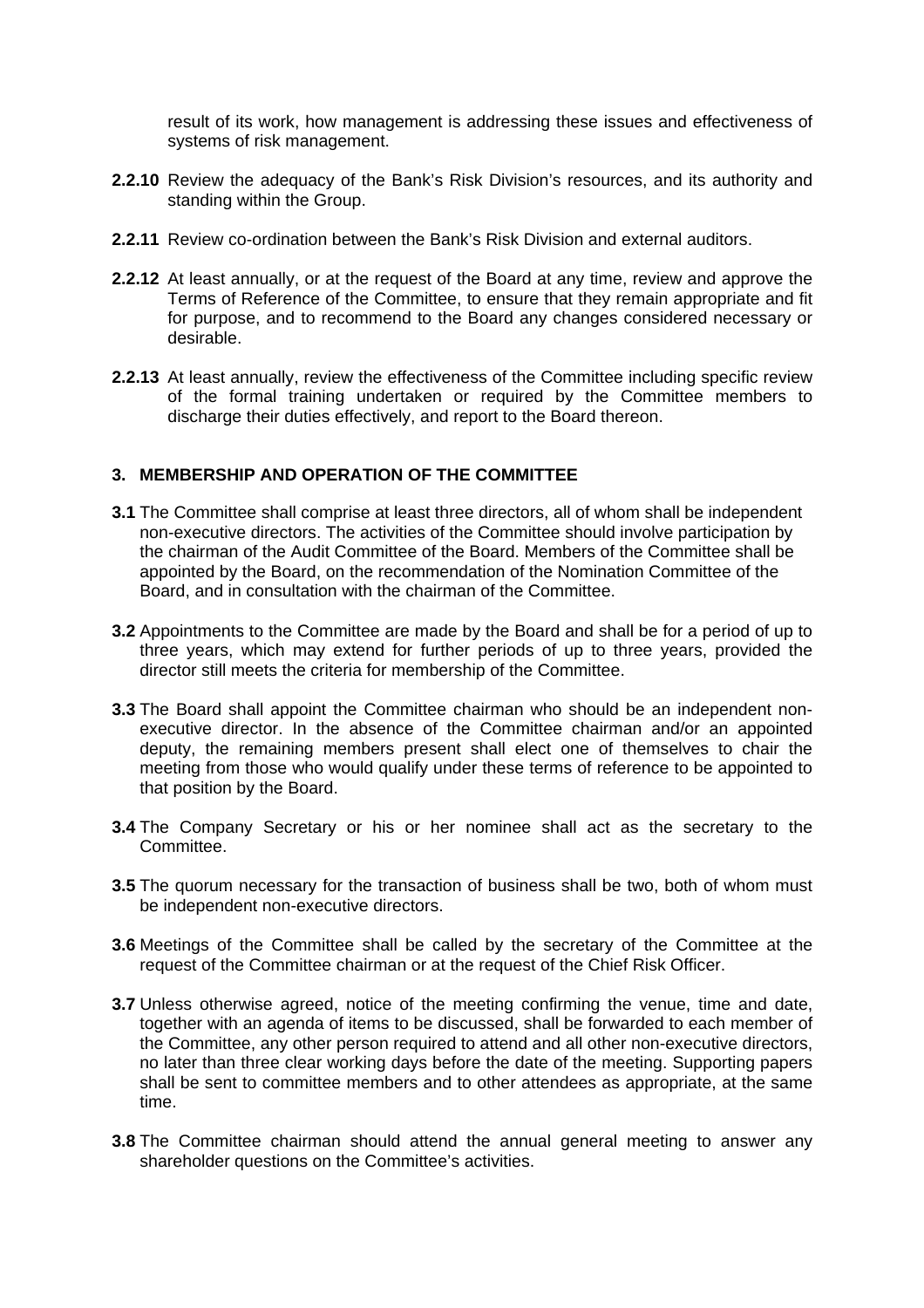result of its work, how management is addressing these issues and effectiveness of systems of risk management.

**2.2.10** Review the adequacy of the Bank's Risk Division's resources, and its authority and standing within the Group.

**2.2.11** Review co-ordination between the Bank's Risk Division and external auditors.

**2.2.12** At least annually, or at the request of the Board at any time, review and approve the Terms of Reference of the Committee, to ensure that they remain appropriate and fit for purpose, and to recommend to the Board any changes considered necessary or desirable.

**2.2.13** At least annually, review the effectiveness of the Committee including specific review of the formal training undertaken or required by the Committee members to discharge their duties effectively, and report to the Board thereon.

## 3. MEMBERSHIP AND OPERATION OF THE COMMITTEE

**3.1** The Committee shall comprise at least three directors, all of whom shall be independent non-executive directors. The activities of the Committee should involve participation by the chairman of the Audit Committee of the Board. Members of the Committee shall be appointed by the Board, on the recommendation of the Nomination Committee of the Board, and in consultation with the chairman of the Committee.

**3.2** Appointments to the Committee are made by the Board and shall be for a period of up to three years, which may extend for further periods of up to three years, provided the director still meets the criteria for membership of the Committee.

**3.3** The Board shall appoint the Committee chairman who should be an independent non-executive director. In the absence of the Committee chairman and/or an appointed deputy, the remaining members present shall elect one of themselves to chair the meeting from those who would qualify under these terms of reference to be appointed to that position by the Board.

**3.4** The Company Secretary or his or her nominee shall act as the secretary to the Committee.

**3.5** The quorum necessary for the transaction of business shall be two, both of whom must be independent non-executive directors.

**3.6** Meetings of the Committee shall be called by the secretary of the Committee at the request of the Committee chairman or at the request of the Chief Risk Officer.

**3.7** Unless otherwise agreed, notice of the meeting confirming the venue, time and date, together with an agenda of items to be discussed, shall be forwarded to each member of the Committee, any other person required to attend and all other non-executive directors, no later than three clear working days before the date of the meeting. Supporting papers shall be sent to committee members and to other attendees as appropriate, at the same time.

**3.8** The Committee chairman should attend the annual general meeting to answer any shareholder questions on the Committee's activities.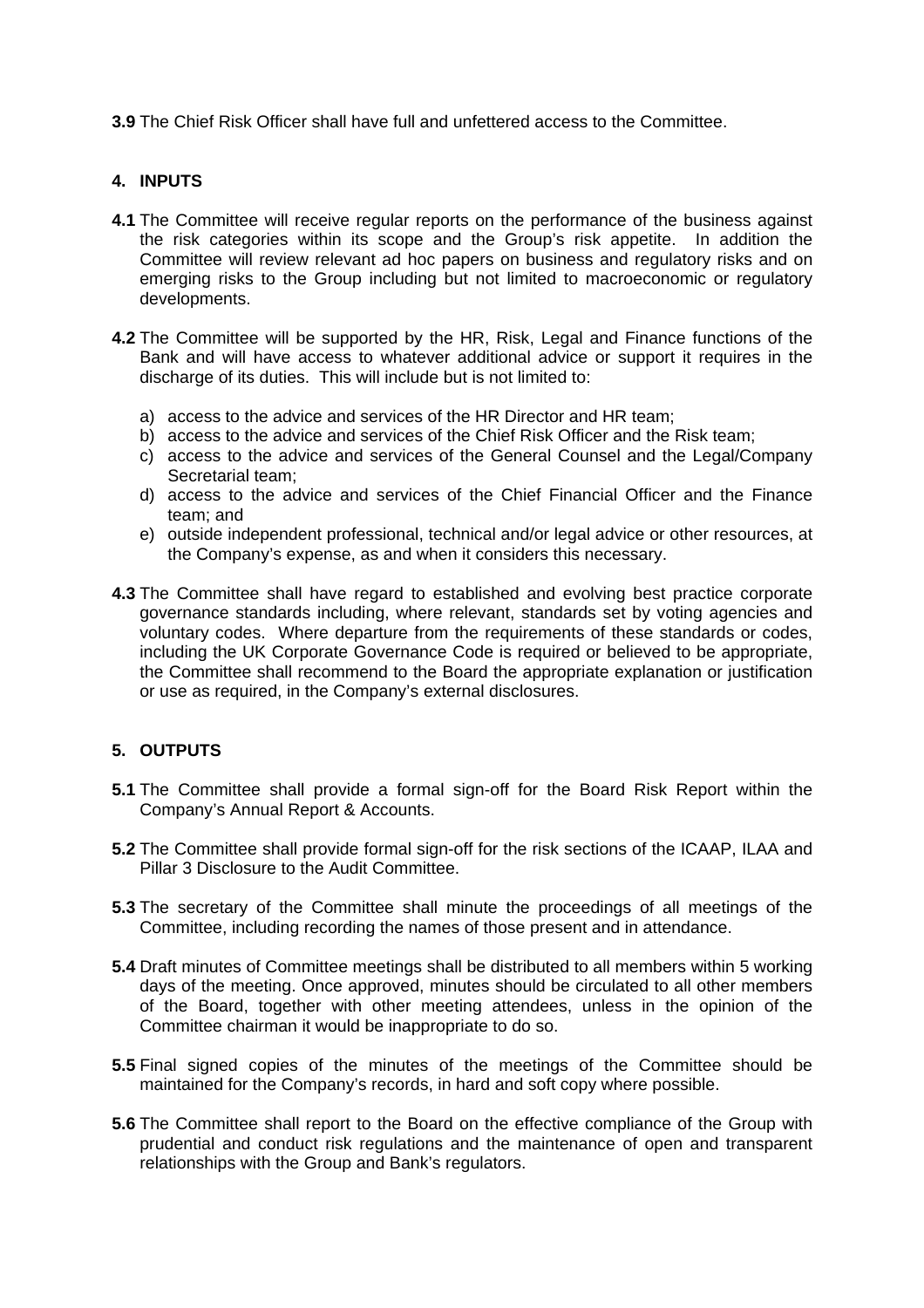**3.9** The Chief Risk Officer shall have full and unfettered access to the Committee.

## 4. INPUTS

**4.1** The Committee will receive regular reports on the performance of the business against the risk categories within its scope and the Group's risk appetite. In addition the Committee will review relevant ad hoc papers on business and regulatory risks and on emerging risks to the Group including but not limited to macroeconomic or regulatory developments.

**4.2** The Committee will be supported by the HR, Risk, Legal and Finance functions of the Bank and will have access to whatever additional advice or support it requires in the discharge of its duties. This will include but is not limited to:

a) access to the advice and services of the HR Director and HR team;
b) access to the advice and services of the Chief Risk Officer and the Risk team;
c) access to the advice and services of the General Counsel and the Legal/Company Secretarial team;
d) access to the advice and services of the Chief Financial Officer and the Finance team; and
e) outside independent professional, technical and/or legal advice or other resources, at the Company's expense, as and when it considers this necessary.

**4.3** The Committee shall have regard to established and evolving best practice corporate governance standards including, where relevant, standards set by voting agencies and voluntary codes. Where departure from the requirements of these standards or codes, including the UK Corporate Governance Code is required or believed to be appropriate, the Committee shall recommend to the Board the appropriate explanation or justification or use as required, in the Company's external disclosures.

## 5. OUTPUTS

**5.1** The Committee shall provide a formal sign-off for the Board Risk Report within the Company's Annual Report & Accounts.

**5.2** The Committee shall provide formal sign-off for the risk sections of the ICAAP, ILAA and Pillar 3 Disclosure to the Audit Committee.

**5.3** The secretary of the Committee shall minute the proceedings of all meetings of the Committee, including recording the names of those present and in attendance.

**5.4** Draft minutes of Committee meetings shall be distributed to all members within 5 working days of the meeting. Once approved, minutes should be circulated to all other members of the Board, together with other meeting attendees, unless in the opinion of the Committee chairman it would be inappropriate to do so.

**5.5** Final signed copies of the minutes of the meetings of the Committee should be maintained for the Company's records, in hard and soft copy where possible.

**5.6** The Committee shall report to the Board on the effective compliance of the Group with prudential and conduct risk regulations and the maintenance of open and transparent relationships with the Group and Bank's regulators.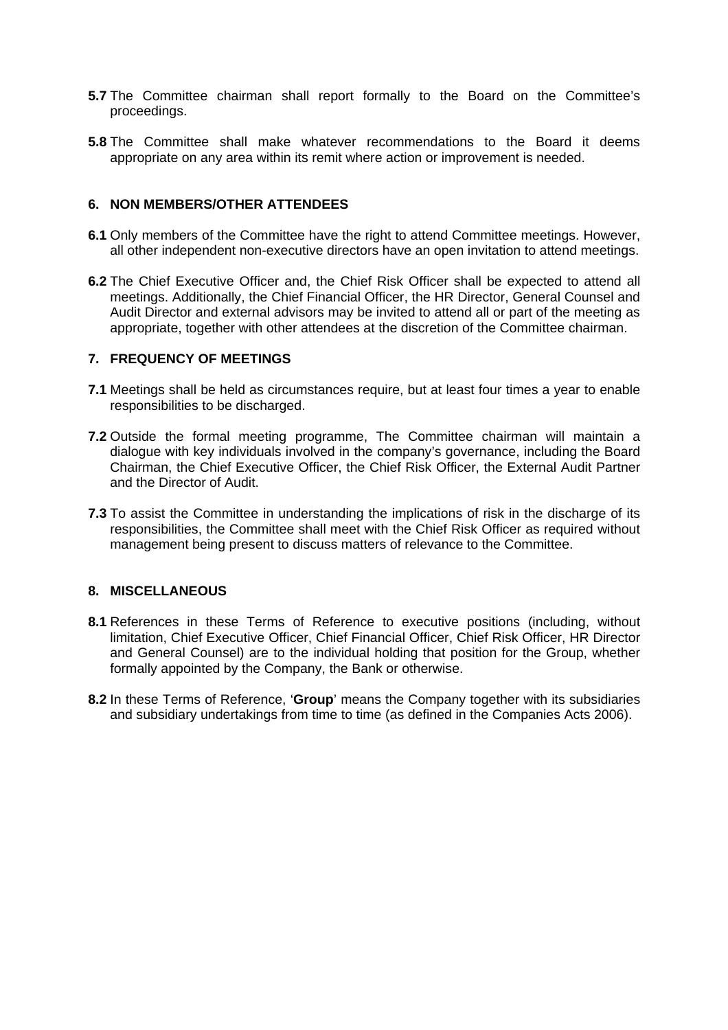**5.7** The Committee chairman shall report formally to the Board on the Committee's proceedings.

**5.8** The Committee shall make whatever recommendations to the Board it deems appropriate on any area within its remit where action or improvement is needed.

## 6. NON MEMBERS/OTHER ATTENDEES

**6.1** Only members of the Committee have the right to attend Committee meetings. However, all other independent non-executive directors have an open invitation to attend meetings.

**6.2** The Chief Executive Officer and, the Chief Risk Officer shall be expected to attend all meetings. Additionally, the Chief Financial Officer, the HR Director, General Counsel and Audit Director and external advisors may be invited to attend all or part of the meeting as appropriate, together with other attendees at the discretion of the Committee chairman.

## 7. FREQUENCY OF MEETINGS

**7.1** Meetings shall be held as circumstances require, but at least four times a year to enable responsibilities to be discharged.

**7.2** Outside the formal meeting programme, The Committee chairman will maintain a dialogue with key individuals involved in the company's governance, including the Board Chairman, the Chief Executive Officer, the Chief Risk Officer, the External Audit Partner and the Director of Audit.

**7.3** To assist the Committee in understanding the implications of risk in the discharge of its responsibilities, the Committee shall meet with the Chief Risk Officer as required without management being present to discuss matters of relevance to the Committee.

## 8. MISCELLANEOUS

**8.1** References in these Terms of Reference to executive positions (including, without limitation, Chief Executive Officer, Chief Financial Officer, Chief Risk Officer, HR Director and General Counsel) are to the individual holding that position for the Group, whether formally appointed by the Company, the Bank or otherwise.

**8.2** In these Terms of Reference, '**Group**' means the Company together with its subsidiaries and subsidiary undertakings from time to time (as defined in the Companies Acts 2006).